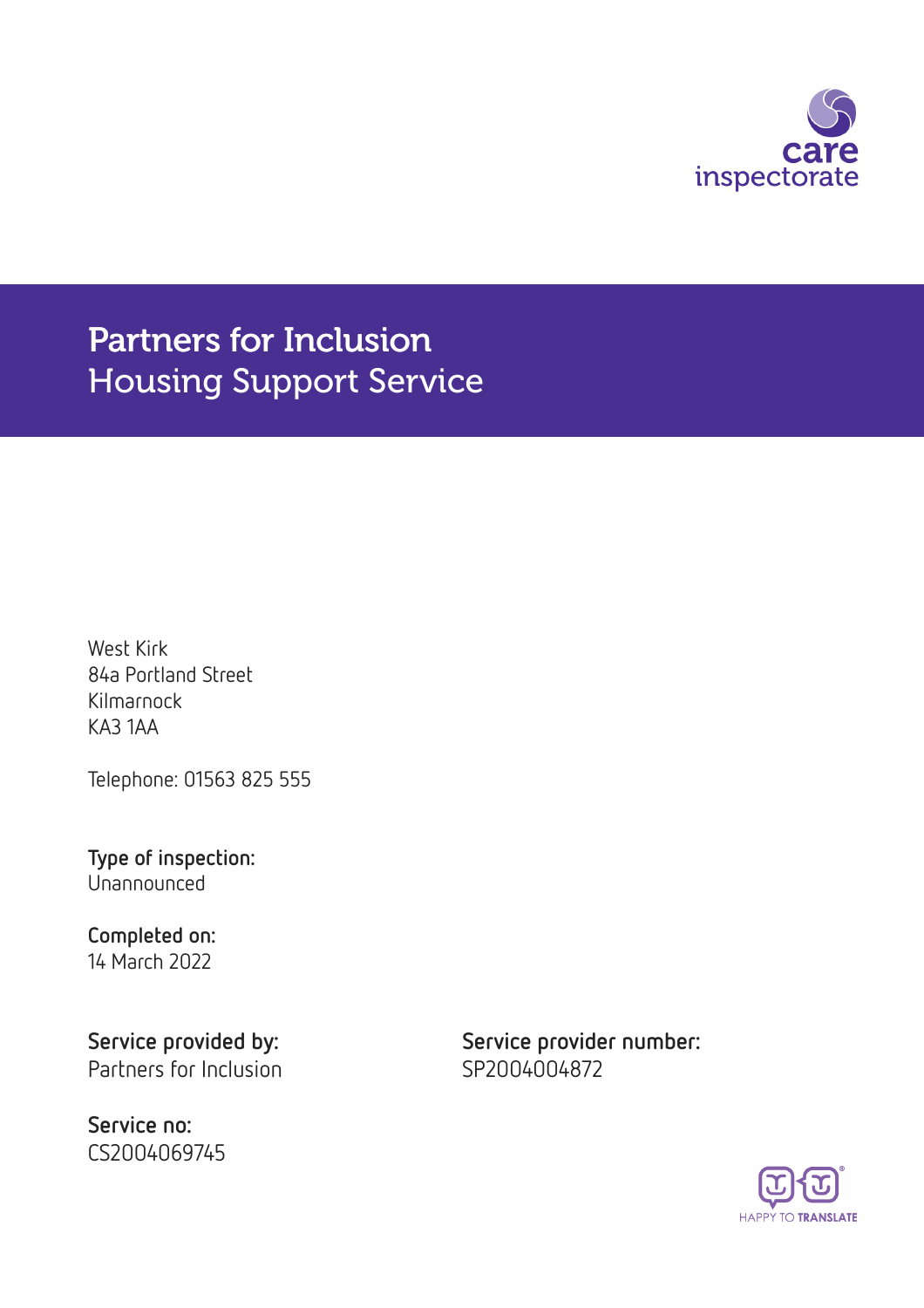care inspectorate

# Partners for Inclusion
## Housing Support Service

West Kirk
84a Portland Street
Kilmarnock
KA3 1AA

Telephone: 01563 825 555

**Type of inspection:**
Unannounced

**Completed on:**
14 March 2022

**Service provided by:**
Partners for Inclusion

**Service provider number:**
SP2004004872

**Service no:**
CS2004069745

HAPPY TO TRANSLATE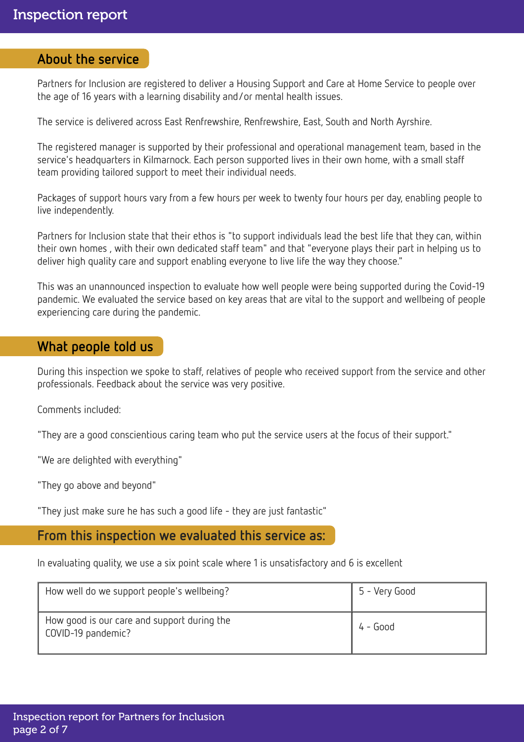## About the service

Partners for Inclusion are registered to deliver a Housing Support and Care at Home Service to people over the age of 16 years with a learning disability and/or mental health issues.

The service is delivered across East Renfrewshire, Renfrewshire, East, South and North Ayrshire.

The registered manager is supported by their professional and operational management team, based in the service's headquarters in Kilmarnock. Each person supported lives in their own home, with a small staff team providing tailored support to meet their individual needs.

Packages of support hours vary from a few hours per week to twenty four hours per day, enabling people to live independently.

Partners for Inclusion state that their ethos is "to support individuals lead the best life that they can, within their own homes , with their own dedicated staff team" and that "everyone plays their part in helping us to deliver high quality care and support enabling everyone to live life the way they choose."

This was an unannounced inspection to evaluate how well people were being supported during the Covid-19 pandemic. We evaluated the service based on key areas that are vital to the support and wellbeing of people experiencing care during the pandemic.

## What people told us

During this inspection we spoke to staff, relatives of people who received support from the service and other professionals. Feedback about the service was very positive.

Comments included:

"They are a good conscientious caring team who put the service users at the focus of their support."

"We are delighted with everything"

"They go above and beyond"

"They just make sure he has such a good life - they are just fantastic"

## From this inspection we evaluated this service as:

In evaluating quality, we use a six point scale where 1 is unsatisfactory and 6 is excellent

| | |
|---|---|
| How well do we support people's wellbeing? | 5 - Very Good |
| How good is our care and support during the COVID-19 pandemic? | 4 - Good |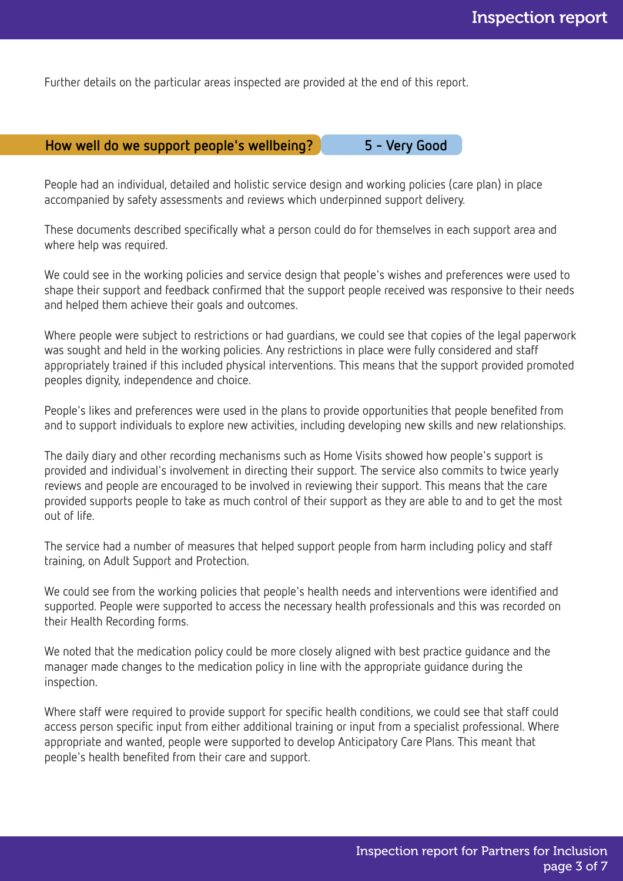Further details on the particular areas inspected are provided at the end of this report.

## How well do we support people's wellbeing? 5 - Very Good

People had an individual, detailed and holistic service design and working policies (care plan) in place accompanied by safety assessments and reviews which underpinned support delivery.

These documents described specifically what a person could do for themselves in each support area and where help was required.

We could see in the working policies and service design that people's wishes and preferences were used to shape their support and feedback confirmed that the support people received was responsive to their needs and helped them achieve their goals and outcomes.

Where people were subject to restrictions or had guardians, we could see that copies of the legal paperwork was sought and held in the working policies. Any restrictions in place were fully considered and staff appropriately trained if this included physical interventions. This means that the support provided promoted peoples dignity, independence and choice.

People's likes and preferences were used in the plans to provide opportunities that people benefited from and to support individuals to explore new activities, including developing new skills and new relationships.

The daily diary and other recording mechanisms such as Home Visits showed how people's support is provided and individual's involvement in directing their support. The service also commits to twice yearly reviews and people are encouraged to be involved in reviewing their support. This means that the care provided supports people to take as much control of their support as they are able to and to get the most out of life.

The service had a number of measures that helped support people from harm including policy and staff training, on Adult Support and Protection.

We could see from the working policies that people's health needs and interventions were identified and supported. People were supported to access the necessary health professionals and this was recorded on their Health Recording forms.

We noted that the medication policy could be more closely aligned with best practice guidance and the manager made changes to the medication policy in line with the appropriate guidance during the inspection.

Where staff were required to provide support for specific health conditions, we could see that staff could access person specific input from either additional training or input from a specialist professional. Where appropriate and wanted, people were supported to develop Anticipatory Care Plans. This meant that people's health benefited from their care and support.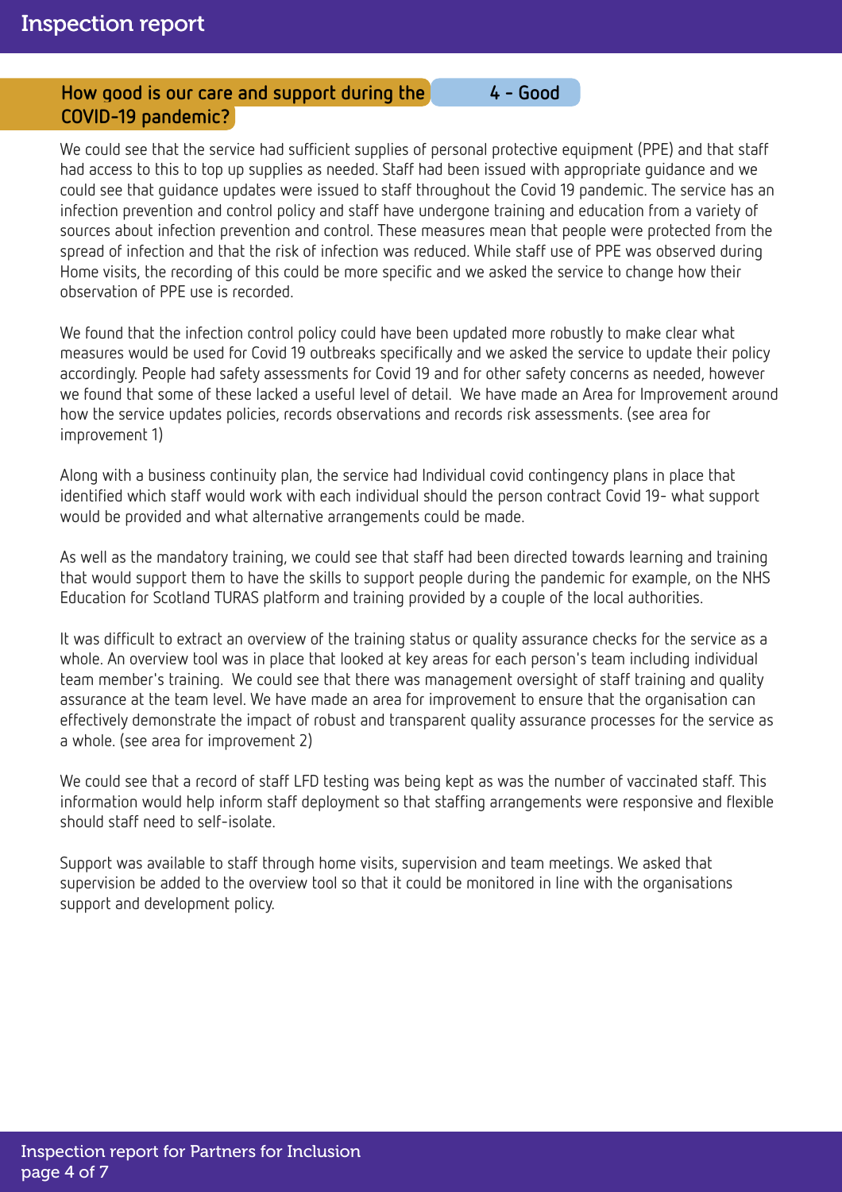## How good is our care and support during the COVID-19 pandemic? 4 - Good

We could see that the service had sufficient supplies of personal protective equipment (PPE) and that staff had access to this to top up supplies as needed. Staff had been issued with appropriate guidance and we could see that guidance updates were issued to staff throughout the Covid 19 pandemic. The service has an infection prevention and control policy and staff have undergone training and education from a variety of sources about infection prevention and control. These measures mean that people were protected from the spread of infection and that the risk of infection was reduced. While staff use of PPE was observed during Home visits, the recording of this could be more specific and we asked the service to change how their observation of PPE use is recorded.

We found that the infection control policy could have been updated more robustly to make clear what measures would be used for Covid 19 outbreaks specifically and we asked the service to update their policy accordingly. People had safety assessments for Covid 19 and for other safety concerns as needed, however we found that some of these lacked a useful level of detail. We have made an Area for Improvement around how the service updates policies, records observations and records risk assessments. (see area for improvement 1)

Along with a business continuity plan, the service had Individual covid contingency plans in place that identified which staff would work with each individual should the person contract Covid 19- what support would be provided and what alternative arrangements could be made.

As well as the mandatory training, we could see that staff had been directed towards learning and training that would support them to have the skills to support people during the pandemic for example, on the NHS Education for Scotland TURAS platform and training provided by a couple of the local authorities.

It was difficult to extract an overview of the training status or quality assurance checks for the service as a whole. An overview tool was in place that looked at key areas for each person's team including individual team member's training. We could see that there was management oversight of staff training and quality assurance at the team level. We have made an area for improvement to ensure that the organisation can effectively demonstrate the impact of robust and transparent quality assurance processes for the service as a whole. (see area for improvement 2)

We could see that a record of staff LFD testing was being kept as was the number of vaccinated staff. This information would help inform staff deployment so that staffing arrangements were responsive and flexible should staff need to self-isolate.

Support was available to staff through home visits, supervision and team meetings. We asked that supervision be added to the overview tool so that it could be monitored in line with the organisations support and development policy.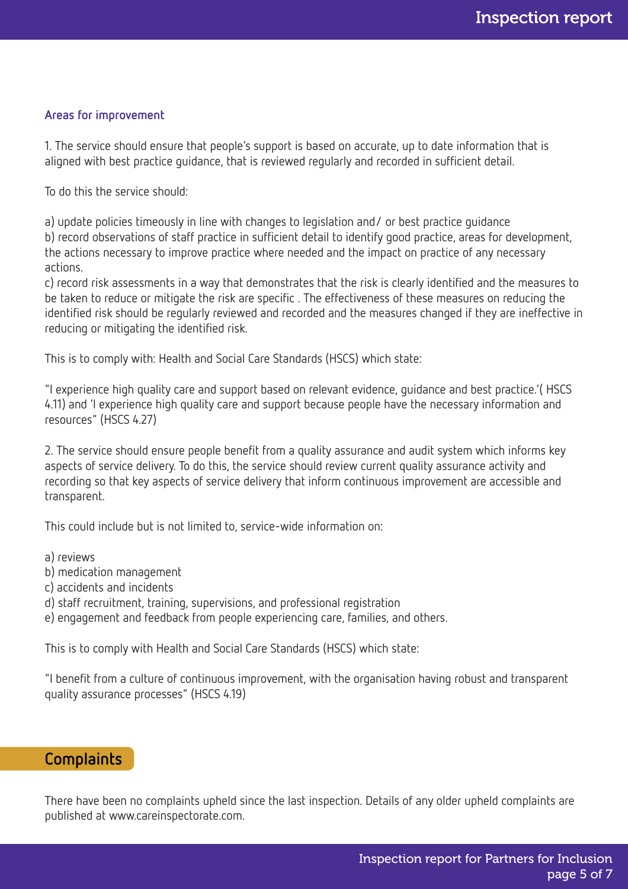### Areas for improvement

1. The service should ensure that people's support is based on accurate, up to date information that is aligned with best practice guidance, that is reviewed regularly and recorded in sufficient detail.

To do this the service should:

a) update policies timeously in line with changes to legislation and/ or best practice guidance
b) record observations of staff practice in sufficient detail to identify good practice, areas for development, the actions necessary to improve practice where needed and the impact on practice of any necessary actions.
c) record risk assessments in a way that demonstrates that the risk is clearly identified and the measures to be taken to reduce or mitigate the risk are specific . The effectiveness of these measures on reducing the identified risk should be regularly reviewed and recorded and the measures changed if they are ineffective in reducing or mitigating the identified risk.

This is to comply with: Health and Social Care Standards (HSCS) which state:

"I experience high quality care and support based on relevant evidence, guidance and best practice.'( HSCS 4.11) and 'I experience high quality care and support because people have the necessary information and resources" (HSCS 4.27)

2. The service should ensure people benefit from a quality assurance and audit system which informs key aspects of service delivery. To do this, the service should review current quality assurance activity and recording so that key aspects of service delivery that inform continuous improvement are accessible and transparent.

This could include but is not limited to, service-wide information on:

a) reviews
b) medication management
c) accidents and incidents
d) staff recruitment, training, supervisions, and professional registration
e) engagement and feedback from people experiencing care, families, and others.

This is to comply with Health and Social Care Standards (HSCS) which state:

"I benefit from a culture of continuous improvement, with the organisation having robust and transparent quality assurance processes" (HSCS 4.19)

## Complaints

There have been no complaints upheld since the last inspection. Details of any older upheld complaints are published at www.careinspectorate.com.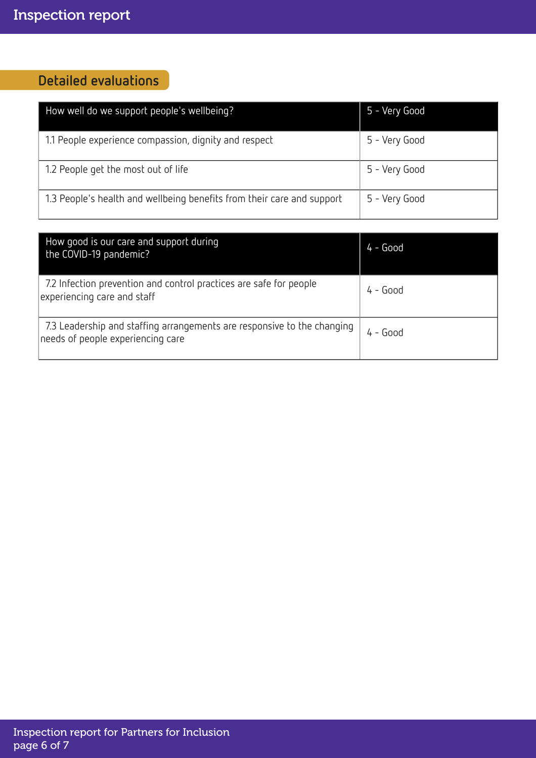## Detailed evaluations

| How well do we support people's wellbeing? | 5 - Very Good |
|---|---|
| 1.1 People experience compassion, dignity and respect | 5 - Very Good |
| 1.2 People get the most out of life | 5 - Very Good |
| 1.3 People's health and wellbeing benefits from their care and support | 5 - Very Good |

| How good is our care and support during the COVID-19 pandemic? | 4 - Good |
|---|---|
| 7.2 Infection prevention and control practices are safe for people experiencing care and staff | 4 - Good |
| 7.3 Leadership and staffing arrangements are responsive to the changing needs of people experiencing care | 4 - Good |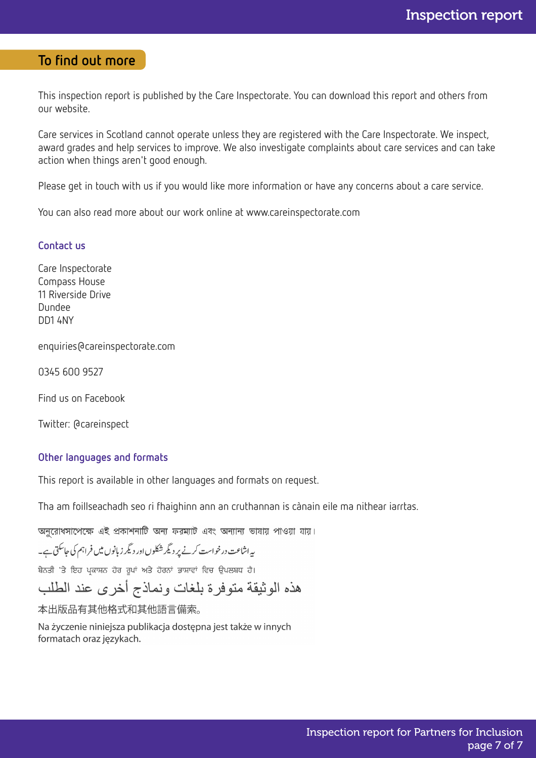## To find out more

This inspection report is published by the Care Inspectorate. You can download this report and others from our website.

Care services in Scotland cannot operate unless they are registered with the Care Inspectorate. We inspect, award grades and help services to improve. We also investigate complaints about care services and can take action when things aren't good enough.

Please get in touch with us if you would like more information or have any concerns about a care service.

You can also read more about our work online at www.careinspectorate.com

### Contact us

Care Inspectorate
Compass House
11 Riverside Drive
Dundee
DD1 4NY

enquiries@careinspectorate.com

0345 600 9527

Find us on Facebook

Twitter: @careinspect

### Other languages and formats

This report is available in other languages and formats on request.

Tha am foillseachadh seo ri fhaighinn ann an cruthannan is cànain eile ma nithear iarrtas.

অনুরোধসাপেক্ষে এই প্রকাশনাটি অন্য ফরম্যাট এবং অন্যান্য ভাষায় পাওয়া যায়।

یہ اشاعت درخواست کرنے پر دیگر شکلوں اور دیگر زبانوں میں فراہم کی جاسکتی ہے۔

ਬੇਨਤੀ 'ਤੇ ਇਹ ਪ੍ਰਕਾਸ਼ਨ ਹੋਰ ਰੂਪਾਂ ਅਤੇ ਹੋਰਨਾਂ ਭਾਸ਼ਾਵਾਂ ਵਿਚ ਉਪਲਬਧ ਹੈ।

هذه الوثيقة متوفرة بلغات ونماذج أخرى عند الطلب

本出版品有其他格式和其他語言備索。

Na życzenie niniejsza publikacja dostępna jest także w innych formatach oraz językach.